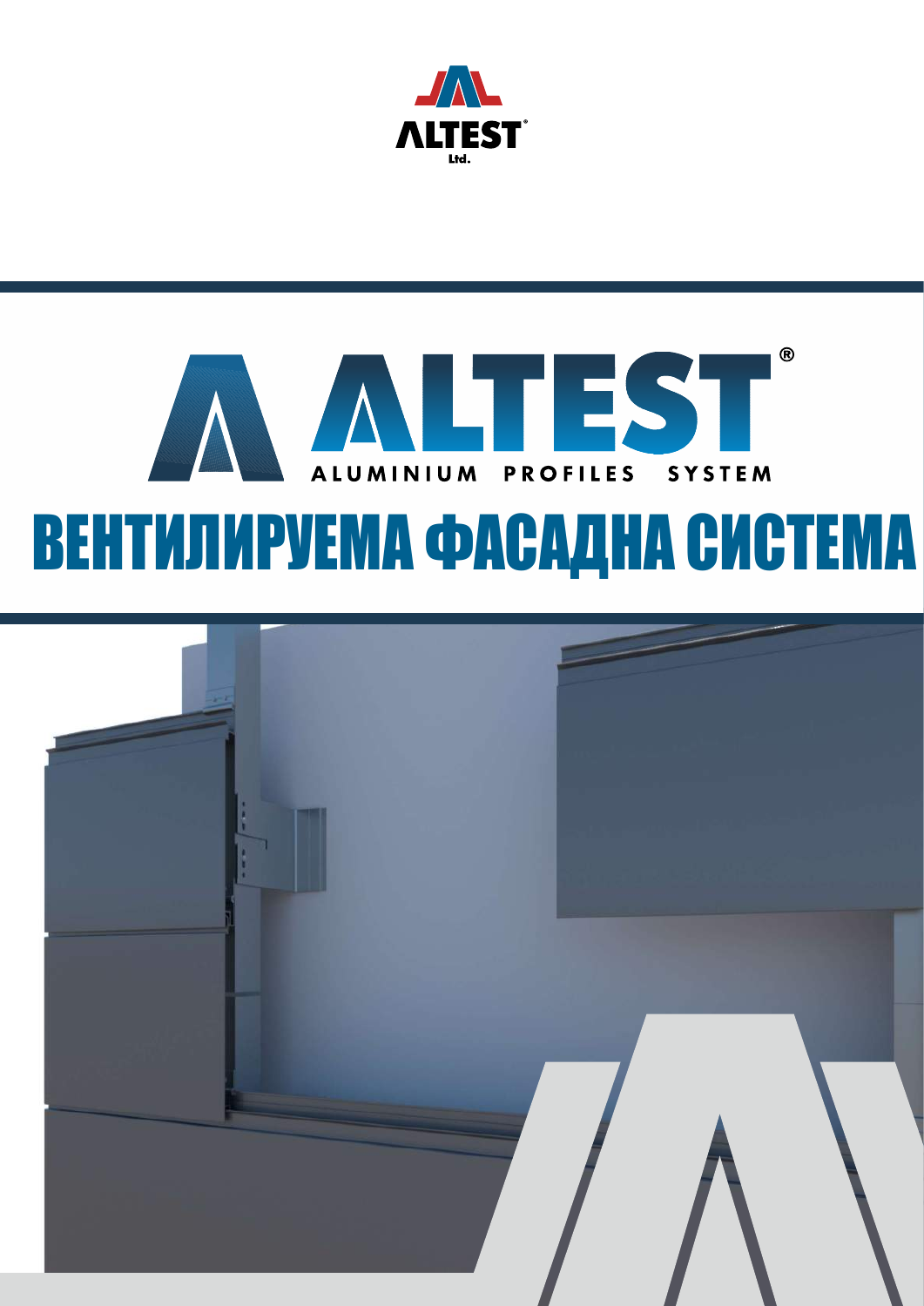ALTEST

Ltd.

# ALTEST®

ALUMINIUM PROFILES SYSTEM

# ВЕНТИЛИРУЕМА ФАСАДНА СИСТЕМА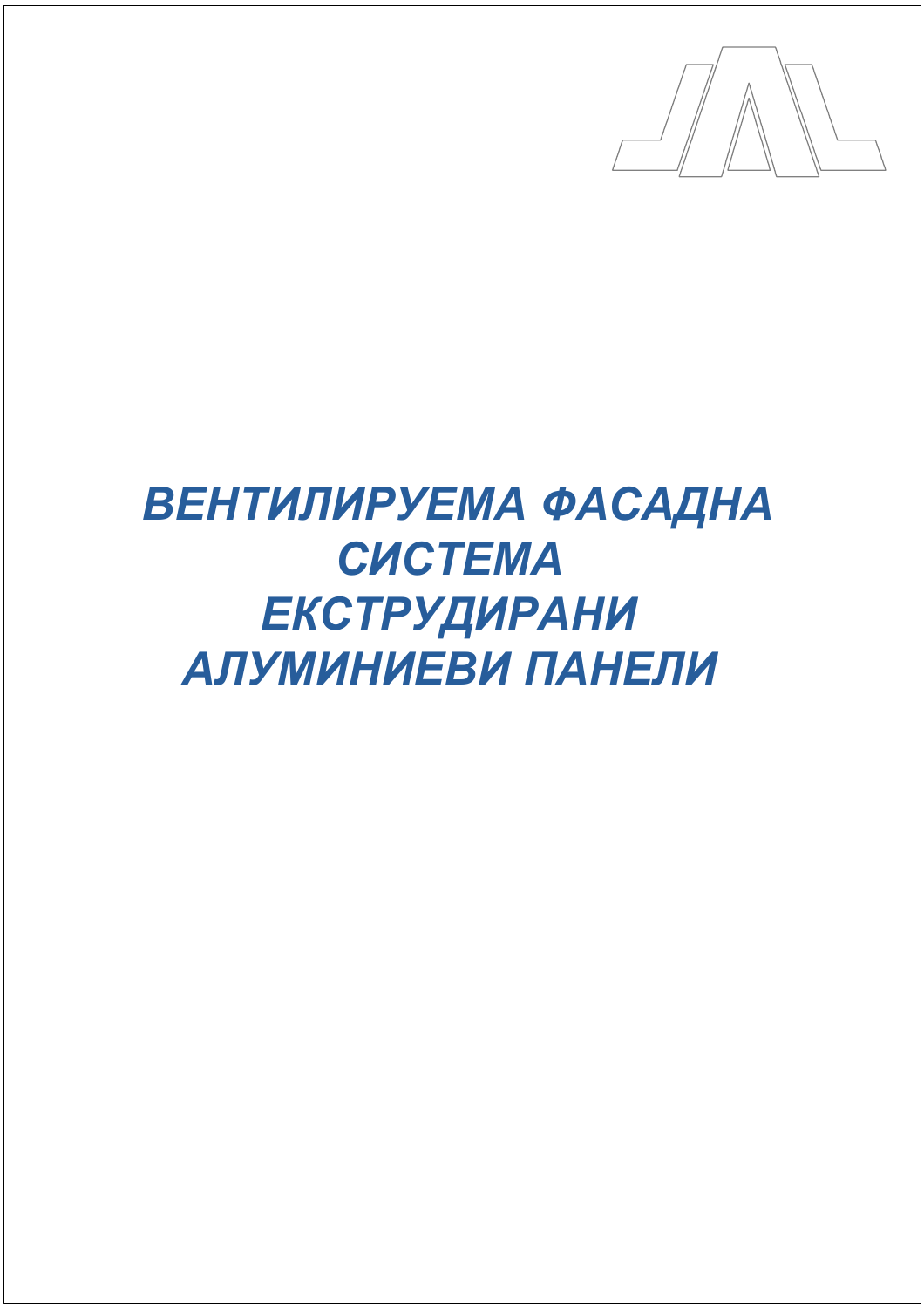# *ВЕНТИЛИРУЕМА ФАСАДНА СИСТЕМА ЕКСТРУДИРАНИ АЛУМИНИЕВИ ПАНЕЛИ*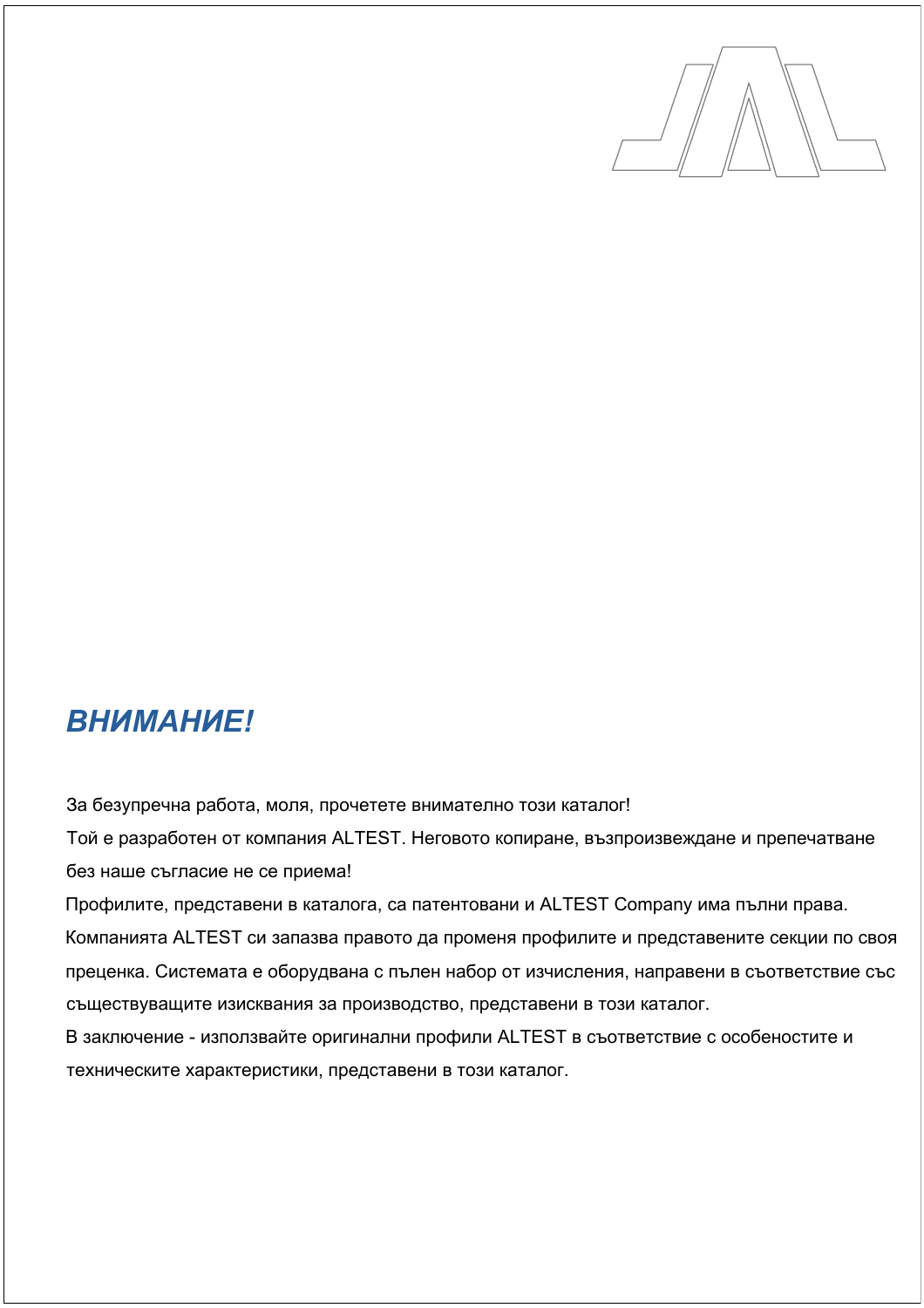## *ВНИМАНИЕ!*

За безупречна работа, моля, прочетете внимателно този каталог!

Той е разработен от компания ALTEST. Неговото копиране, възпроизвеждане и препечатване без наше съгласие не се приема!

Профилите, представени в каталога, са патентовани и ALTEST Company има пълни права.

Компанията ALTEST си запазва правото да променя профилите и представените секции по своя преценка. Системата е оборудвана с пълен набор от изчисления, направени в съответствие със съществуващите изисквания за производство, представени в този каталог.

В заключение - използвайте оригинални профили ALTEST в съответствие с особеностите и техническите характеристики, представени в този каталог.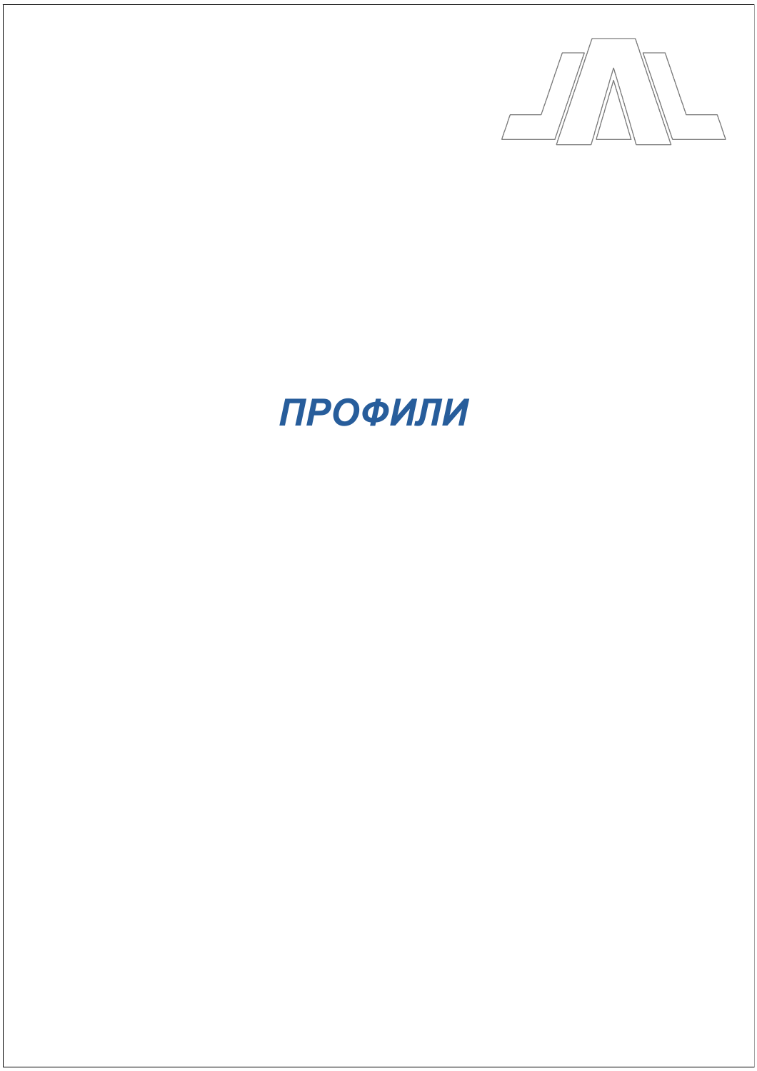# *ПРОФИЛИ*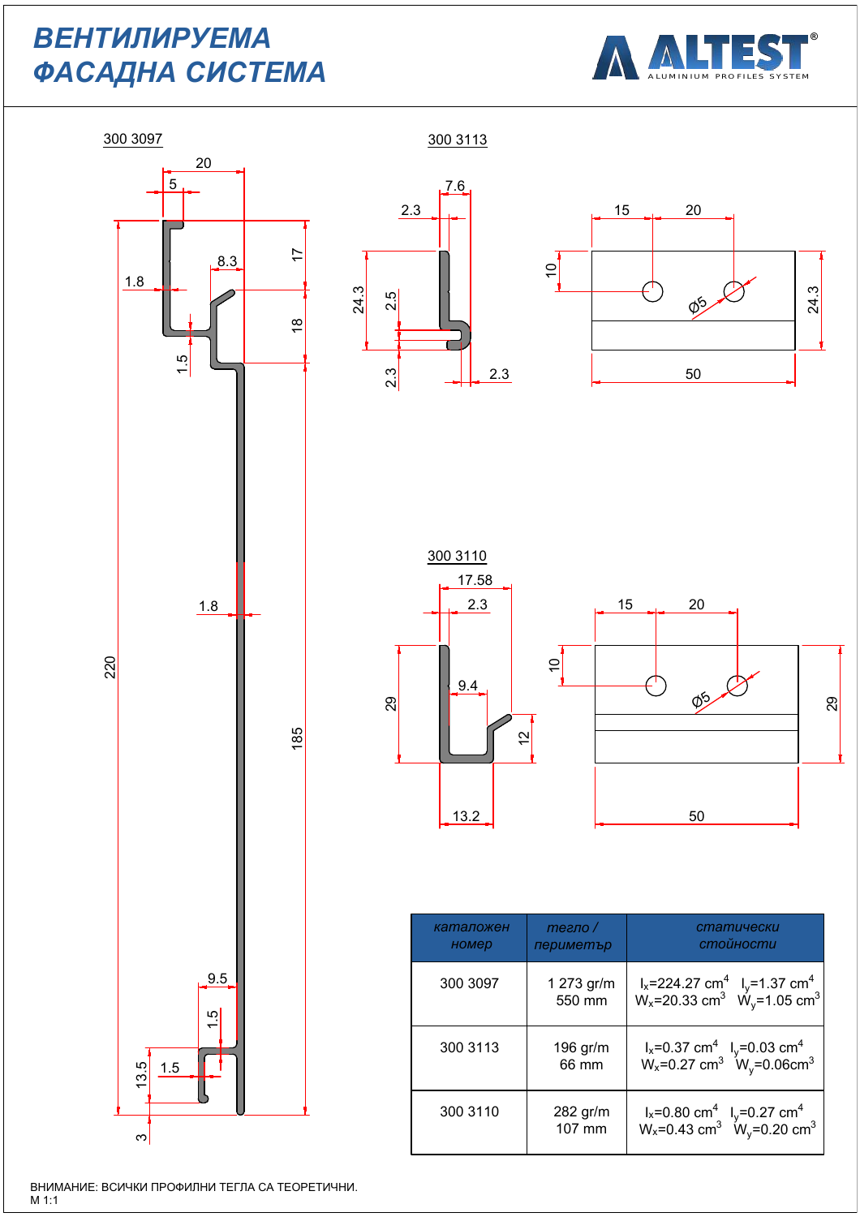# ВЕНТИЛИРУЕМА ФАСАДНА СИСТЕМА

300 3097

300 3113

300 3110

| каталожен номер | тегло / периметър | статически стойности |
|---|---|---|
| 300 3097 | 1 273 gr/m<br>550 mm | $I_x$=224.27 $cm^4$ $I_y$=1.37 $cm^4$<br>$W_x$=20.33 $cm^3$ $W_y$=1.05 $cm^3$ |
| 300 3113 | 196 gr/m<br>66 mm | $I_x$=0.37 $cm^4$ $I_y$=0.03 $cm^4$<br>$W_x$=0.27 $cm^3$ $W_y$=0.06 $cm^3$ |
| 300 3110 | 282 gr/m<br>107 mm | $I_x$=0.80 $cm^4$ $I_y$=0.27 $cm^4$<br>$W_x$=0.43 $cm^3$ $W_y$=0.20 $cm^3$ |

ВНИМАНИЕ: ВСИЧКИ ПРОФИЛНИ ТЕГЛА СА ТЕОРЕТИЧНИ.
M 1:1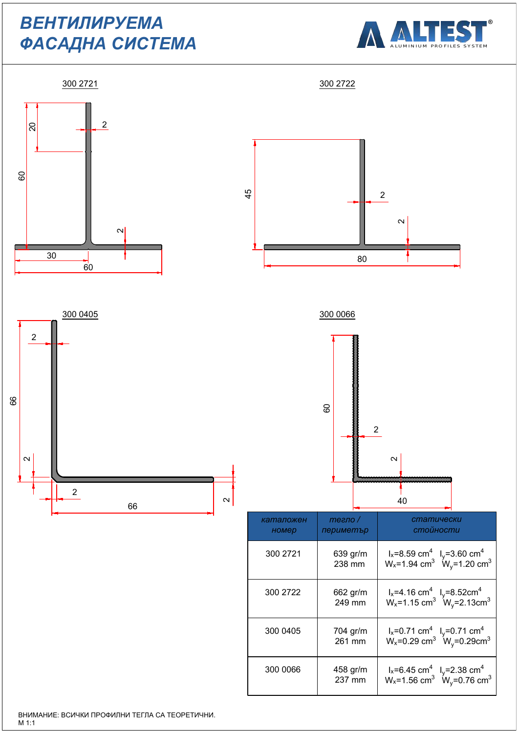# ВЕНТИЛИРУЕМА ФАСАДНА СИСТЕМА

300 2721

300 2722

300 0405

300 0066

| каталожен номер | тегло / периметър | статически стойности |
|---|---|---|
| 300 2721 | 639 gr/m<br>238 mm | $I_x$=8.59 $cm^4$ $I_y$=3.60 $cm^4$<br>$W_x$=1.94 $cm^3$ $W_y$=1.20 $cm^3$ |
| 300 2722 | 662 gr/m<br>249 mm | $I_x$=4.16 $cm^4$ $I_y$=8.52 $cm^4$<br>$W_x$=1.15 $cm^3$ $W_y$=2.13 $cm^3$ |
| 300 0405 | 704 gr/m<br>261 mm | $I_x$=0.71 $cm^4$ $I_y$=0.71 $cm^4$<br>$W_x$=0.29 $cm^3$ $W_y$=0.29 $cm^3$ |
| 300 0066 | 458 gr/m<br>237 mm | $I_x$=6.45 $cm^4$ $I_y$=2.38 $cm^4$<br>$W_x$=1.56 $cm^3$ $W_y$=0.76 $cm^3$ |

ВНИМАНИЕ: ВСИЧКИ ПРОФИЛНИ ТЕГЛА СА ТЕОРЕТИЧНИ.
M 1:1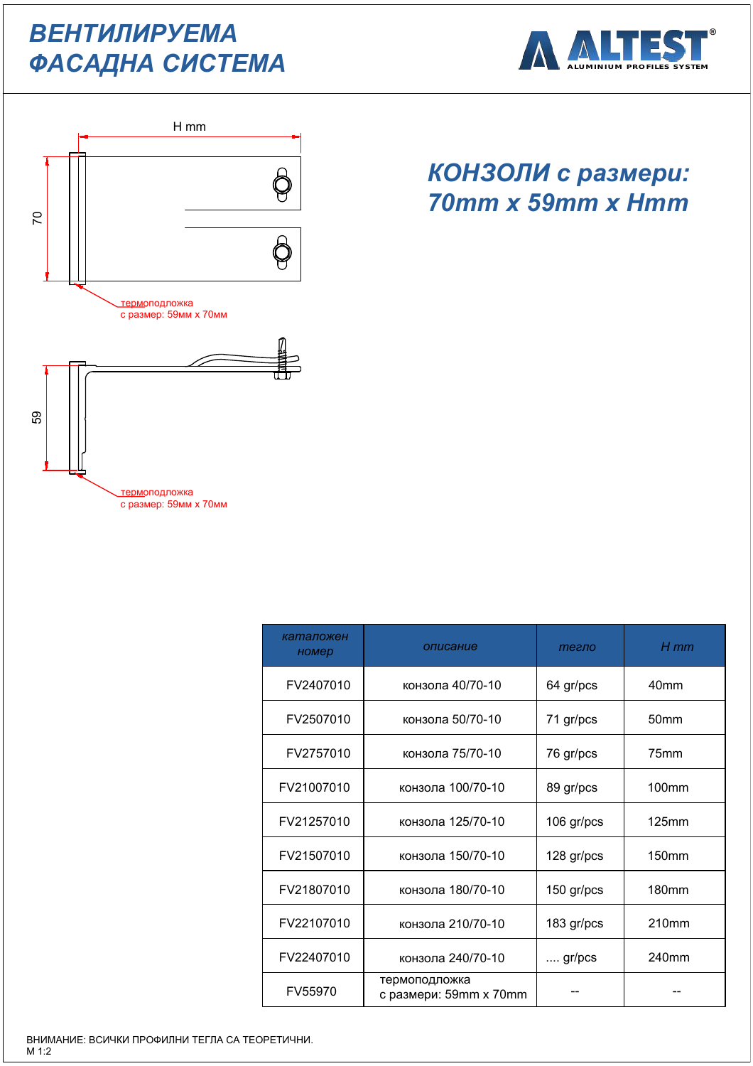# ВЕНТИЛИРУЕМА ФАСАДНА СИСТЕМА

ALTEST® ALUMINIUM PROFILES SYSTEM

H mm

70

термоподложка
с размер: 59мм x 70мм

59

термоподложка
с размер: 59мм x 70мм

## КОНЗОЛИ с размери: 70mm x 59mm x Hmm

| *каталожен номер* | *описание* | *тегло* | *H mm* |
|---|---|---|---|
| FV2407010 | конзола 40/70-10 | 64 gr/pcs | 40mm |
| FV2507010 | конзола 50/70-10 | 71 gr/pcs | 50mm |
| FV2757010 | конзола 75/70-10 | 76 gr/pcs | 75mm |
| FV21007010 | конзола 100/70-10 | 89 gr/pcs | 100mm |
| FV21257010 | конзола 125/70-10 | 106 gr/pcs | 125mm |
| FV21507010 | конзола 150/70-10 | 128 gr/pcs | 150mm |
| FV21807010 | конзола 180/70-10 | 150 gr/pcs | 180mm |
| FV22107010 | конзола 210/70-10 | 183 gr/pcs | 210mm |
| FV22407010 | конзола 240/70-10 | .... gr/pcs | 240mm |
| FV55970 | термоподложка с размери: 59mm x 70mm | -- | -- |

ВНИМАНИЕ: ВСИЧКИ ПРОФИЛНИ ТЕГЛА СА ТЕОРЕТИЧНИ.
М 1:2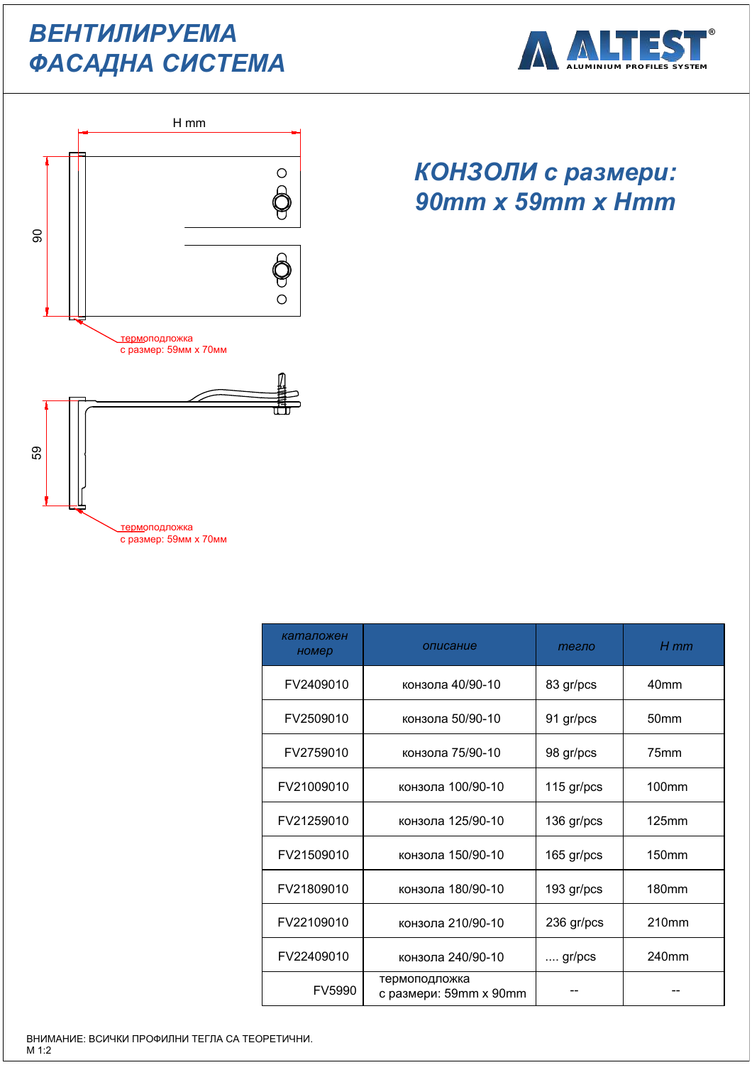# ВЕНТИЛИРУЕМА ФАСАДНА СИСТЕМА

ALTEST® ALUMINIUM PROFILES SYSTEM

H mm

90

термоподложка
с размер: 59мм x 70мм

59

термоподложка
с размер: 59мм x 70мм

## *КОНЗОЛИ с размери: 90mm x 59mm x Hmm*

| *каталожен номер* | *описание* | *тегло* | *H mm* |
|---|---|---|---|
| FV2409010 | конзола 40/90-10 | 83 gr/pcs | 40mm |
| FV2509010 | конзола 50/90-10 | 91 gr/pcs | 50mm |
| FV2759010 | конзола 75/90-10 | 98 gr/pcs | 75mm |
| FV21009010 | конзола 100/90-10 | 115 gr/pcs | 100mm |
| FV21259010 | конзола 125/90-10 | 136 gr/pcs | 125mm |
| FV21509010 | конзола 150/90-10 | 165 gr/pcs | 150mm |
| FV21809010 | конзола 180/90-10 | 193 gr/pcs | 180mm |
| FV22109010 | конзола 210/90-10 | 236 gr/pcs | 210mm |
| FV22409010 | конзола 240/90-10 | .... gr/pcs | 240mm |
| FV5990 | термоподложка с размери: 59mm x 90mm | -- | -- |

ВНИМАНИЕ: ВСИЧКИ ПРОФИЛНИ ТЕГЛА СА ТЕОРЕТИЧНИ.
М 1:2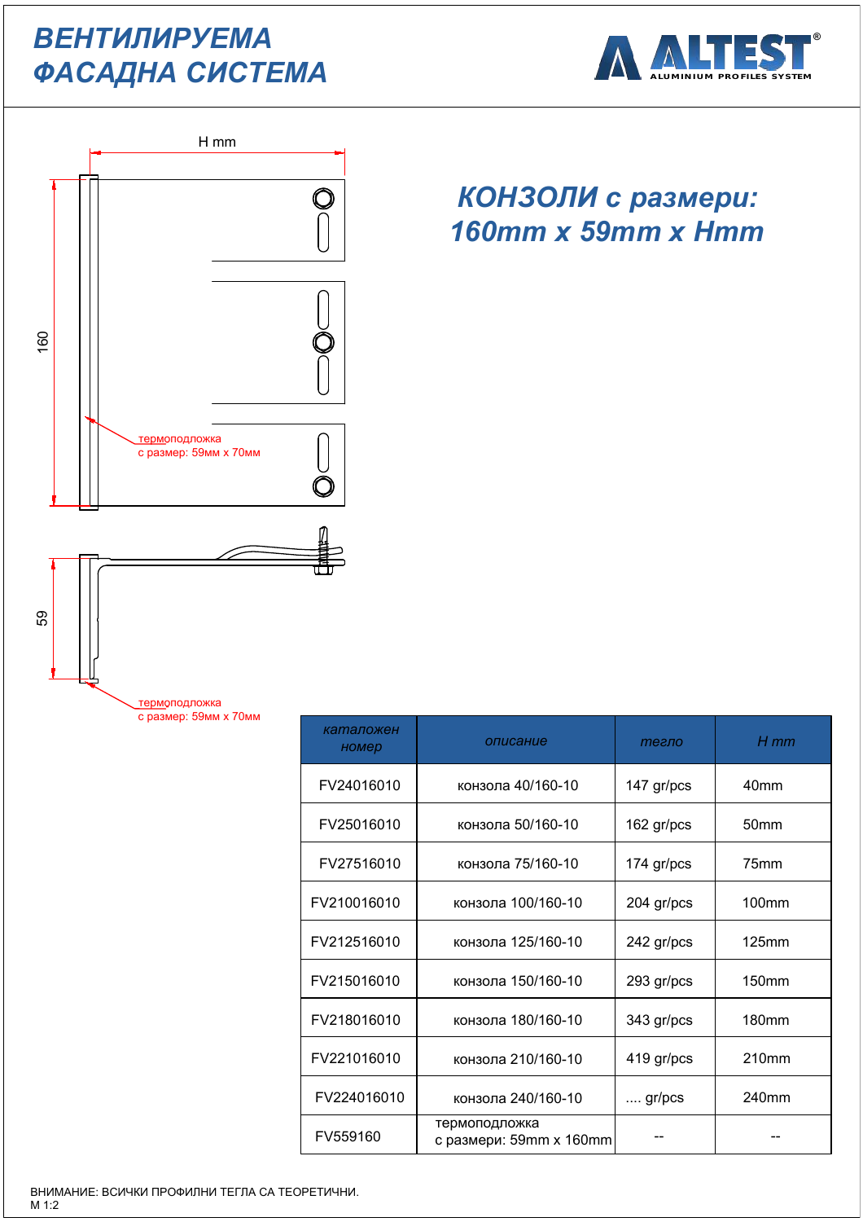# ВЕНТИЛИРУЕМА ФАСАДНА СИСТЕМА

ALTEST® ALUMINIUM PROFILES SYSTEM

H mm

160

термоподложка
с размер: 59мм х 70мм

59

термоподложка
с размер: 59мм х 70мм

## КОНЗОЛИ с размери: 160mm x 59mm x Hmm

| *каталожен номер* | *описание* | *тегло* | *H mm* |
|---|---|---|---|
| FV24016010 | конзола 40/160-10 | 147 gr/pcs | 40mm |
| FV25016010 | конзола 50/160-10 | 162 gr/pcs | 50mm |
| FV27516010 | конзола 75/160-10 | 174 gr/pcs | 75mm |
| FV210016010 | конзола 100/160-10 | 204 gr/pcs | 100mm |
| FV212516010 | конзола 125/160-10 | 242 gr/pcs | 125mm |
| FV215016010 | конзола 150/160-10 | 293 gr/pcs | 150mm |
| FV218016010 | конзола 180/160-10 | 343 gr/pcs | 180mm |
| FV221016010 | конзола 210/160-10 | 419 gr/pcs | 210mm |
| FV224016010 | конзола 240/160-10 | .... gr/pcs | 240mm |
| FV559160 | термоподложка с размери: 59mm x 160mm | -- | -- |

ВНИМАНИЕ: ВСИЧКИ ПРОФИЛНИ ТЕГЛА СА ТЕОРЕТИЧНИ.
М 1:2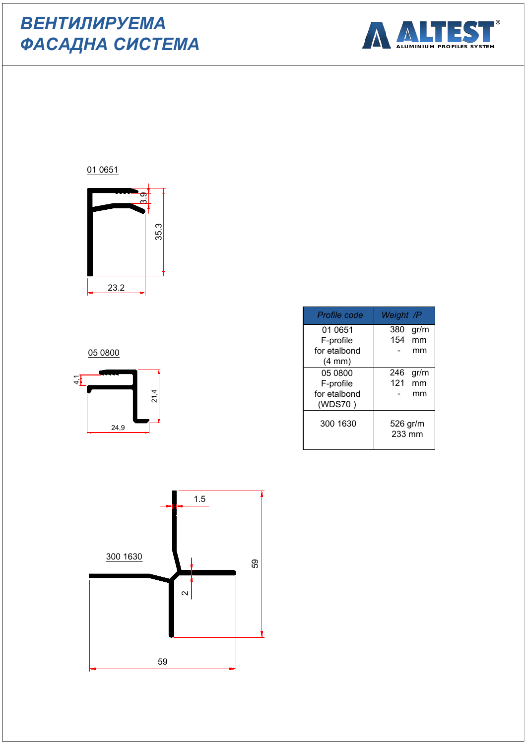# ВЕНТИЛИРУЕМА ФАСАДНА СИСТЕМА

01 0651

3.9

35.3

23.2

05 0800

4,1

21,4

24,9

| Profile code | Weight /P |
|---|---|
| 01 0651 F-profile for etalbond (4 mm) | 380 gr/m 154 mm - mm |
| 05 0800 F-profile for etalbond (WDS70 ) | 246 gr/m 121 mm - mm |
| 300 1630 | 526 gr/m 233 mm |

1.5

300 1630

59

2

59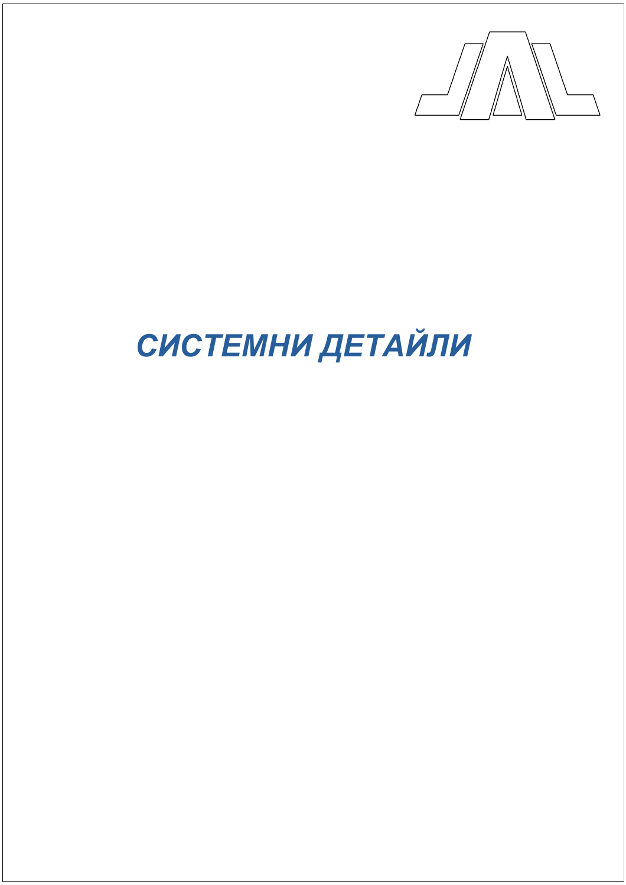# СИСТЕМНИ ДЕТАЙЛИ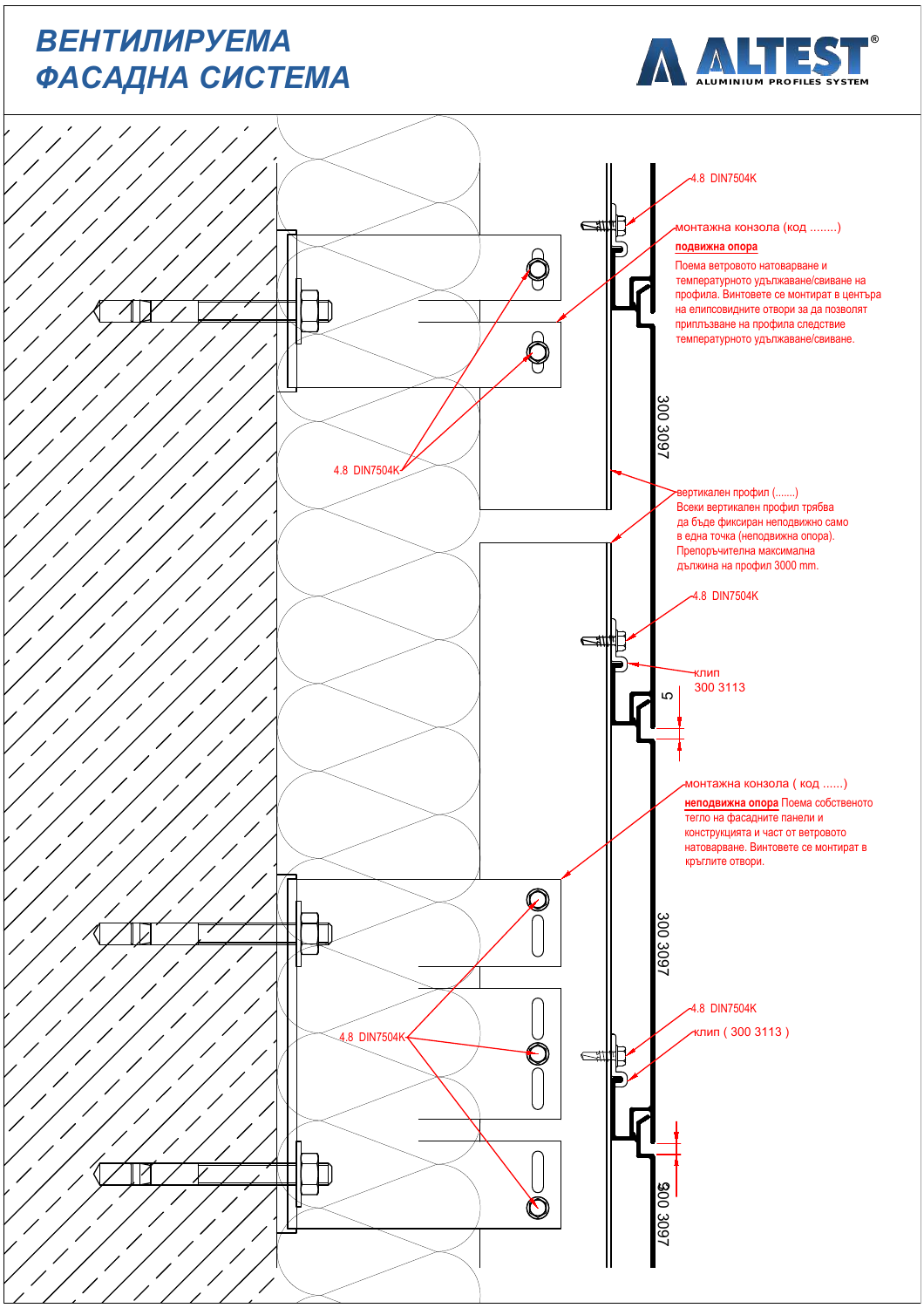# ВЕНТИЛИРУЕМА ФАСАДНА СИСТЕМА

ALTEST® ALUMINIUM PROFILES SYSTEM

4.8 DIN7504K

монтажна конзола (код ........)

**подвижна опора**

Поема ветровото натоварване и температурното удължаване/свиване на профила. Винтовете се монтират в центъра на елипсовидните отвори за да позволят приплъзване на профила следствие температурното удължаване/свиване.

4.8 DIN7504K

300 3097

вертикален профил (.......)
Всеки вертикален профил трябва да бъде фиксиран неподвижно само в една точка (неподвижна опора). Препоръчителна максимална дължина на профил 3000 mm.

4.8 DIN7504K

клип
300 3113

5

монтажна конзола ( код ......)

**неподвижна опора** Поема собственото тегло на фасадните панели и конструкцията и част от ветровото натоварване. Винтовете се монтират в кръглите отвори.

300 3097

4.8 DIN7504K

4.8 DIN7504K

клип ( 300 3113 )

5

300 3097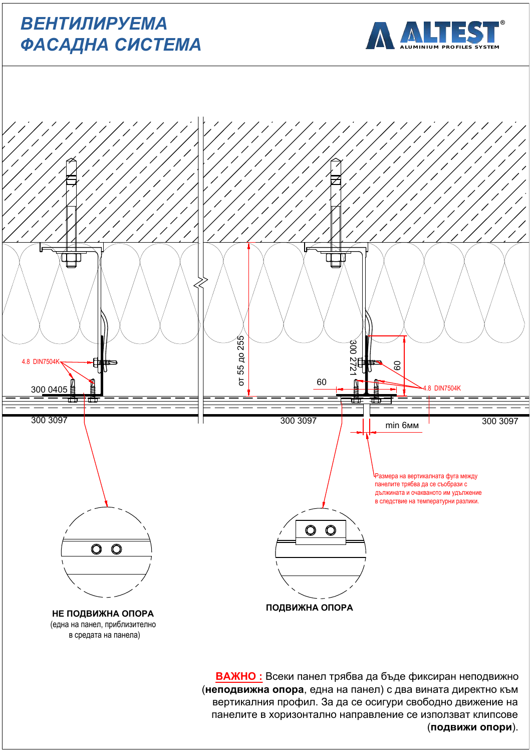# ВЕНТИЛИРУЕМА ФАСАДНА СИСТЕМА

ALTEST® ALUMINIUM PROFILES SYSTEM

4.8 DIN7504K

300 0405

300 3097

от 55 до 255

300 2721

60

60

4.8 DIN7504K

300 3097

300 3097

min 6мм

Размера на вертикалната фуга между панелите трябва да се съобрази с дължината и очакваното им удължение в следствие на температурни разлики.

**НЕ ПОДВИЖНА ОПОРА**
(една на панел, приблизително в средата на панела)

**ПОДВИЖНА ОПОРА**

**ВАЖНО :** Всеки панел трябва да бъде фиксиран неподвижно (**неподвижна опора**, една на панел) с два вината директно към вертикалния профил. За да се осигури свободно движение на панелите в хоризонтално направление се използват клипсове (**подвижи опори**).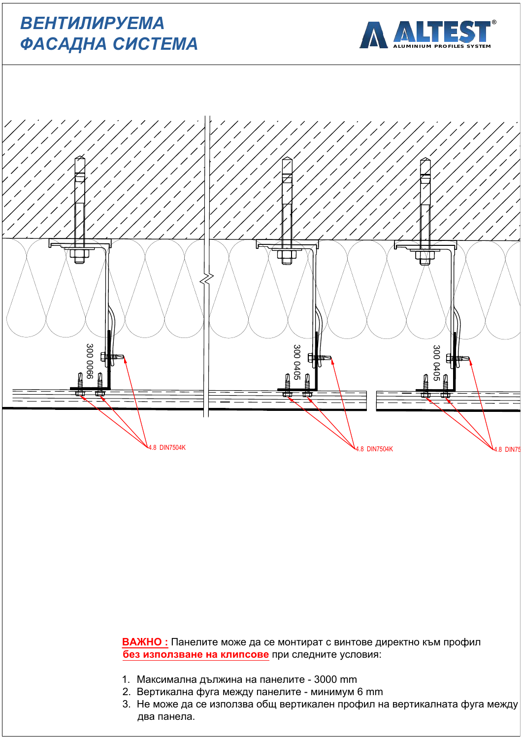# ВЕНТИЛИРУЕМА ФАСАДНА СИСТЕМА

300 0066

300 0405

300 0405

4.8 DIN7504K

4.8 DIN7504K

4.8 DIN75

**ВАЖНО :** Панелите може да се монтират с винтове директно към профил **без използване на клипсове** при следните условия:

1. Максимална дължина на панелите - 3000 mm
2. Вертикална фуга между панелите - минимум 6 mm
3. Не може да се използва общ вертикален профил на вертикалната фуга между два панела.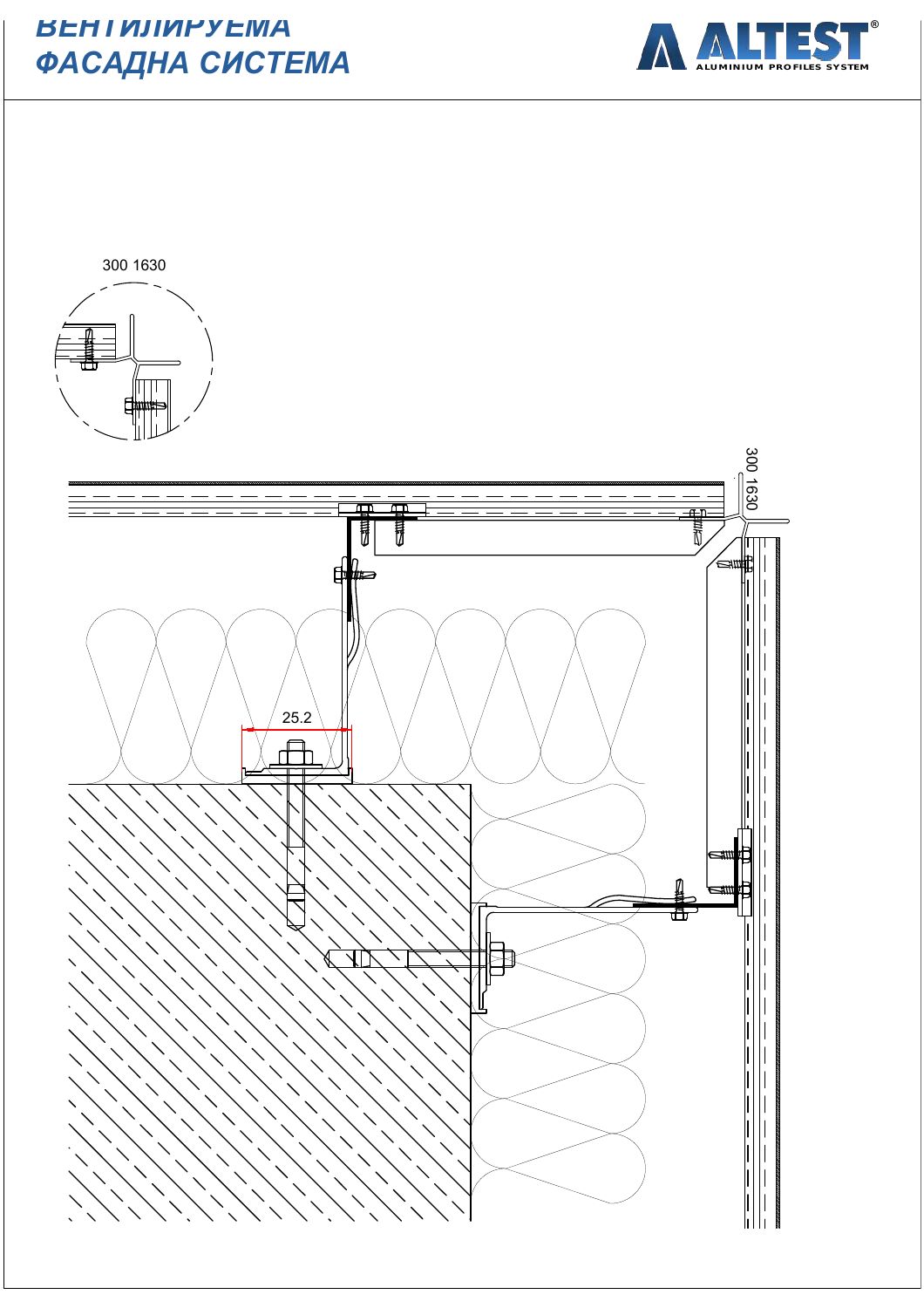# ВЕНТИЛИРУЕМА ФАСАДНА СИСТЕМА

300 1630

25.2

300 1630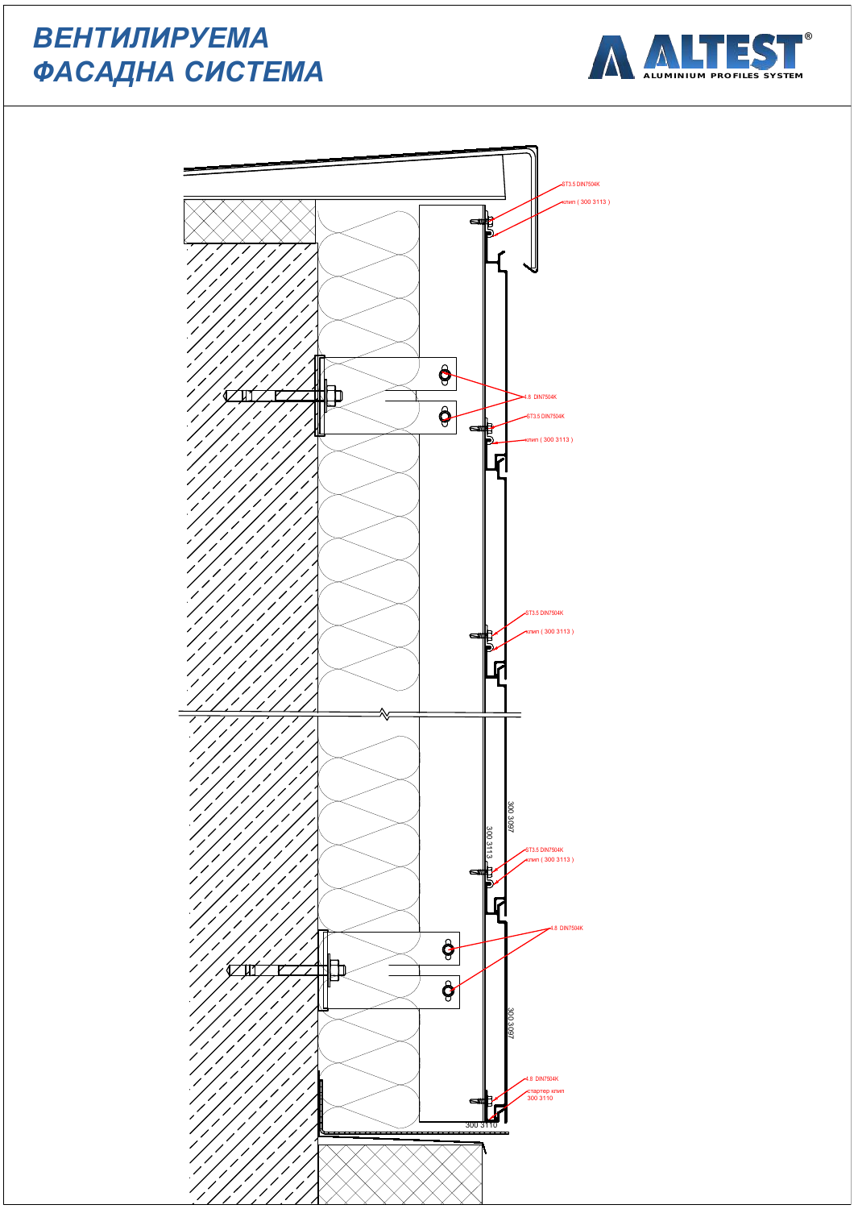# ВЕНТИЛИРУЕМА ФАСАДНА СИСТЕМА

ALTEST® ALUMINIUM PROFILES SYSTEM

ST3.5 DIN7504K

клип ( 300 3113 )

4.8 DIN7504K

ST3.5 DIN7504K

клип ( 300 3113 )

ST3.5 DIN7504K

клип ( 300 3113 )

300 3097

300 3113

ST3.5 DIN7504K

клип ( 300 3113 )

4.8 DIN7504K

300 3097

4.8 DIN7504K

стартер клип 300 3110

300 3110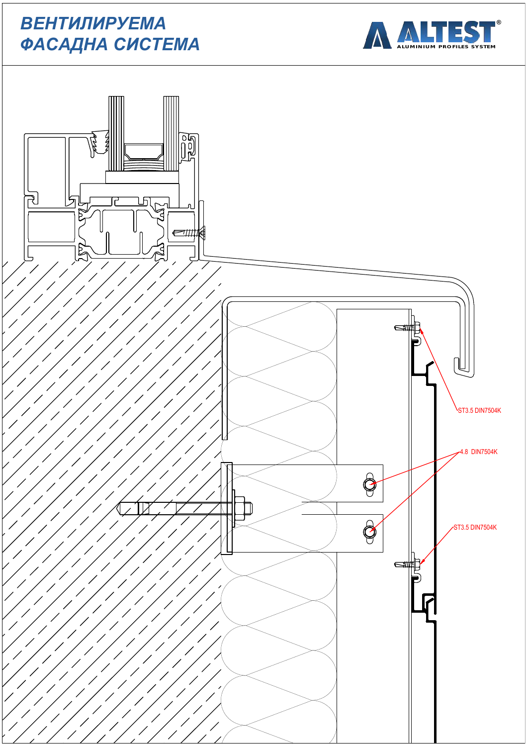# ВЕНТИЛИРУЕМА ФАСАДНА СИСТЕМА

ALTEST® ALUMINIUM PROFILES SYSTEM

ST3.5 DIN7504K

4.8 DIN7504K

ST3.5 DIN7504K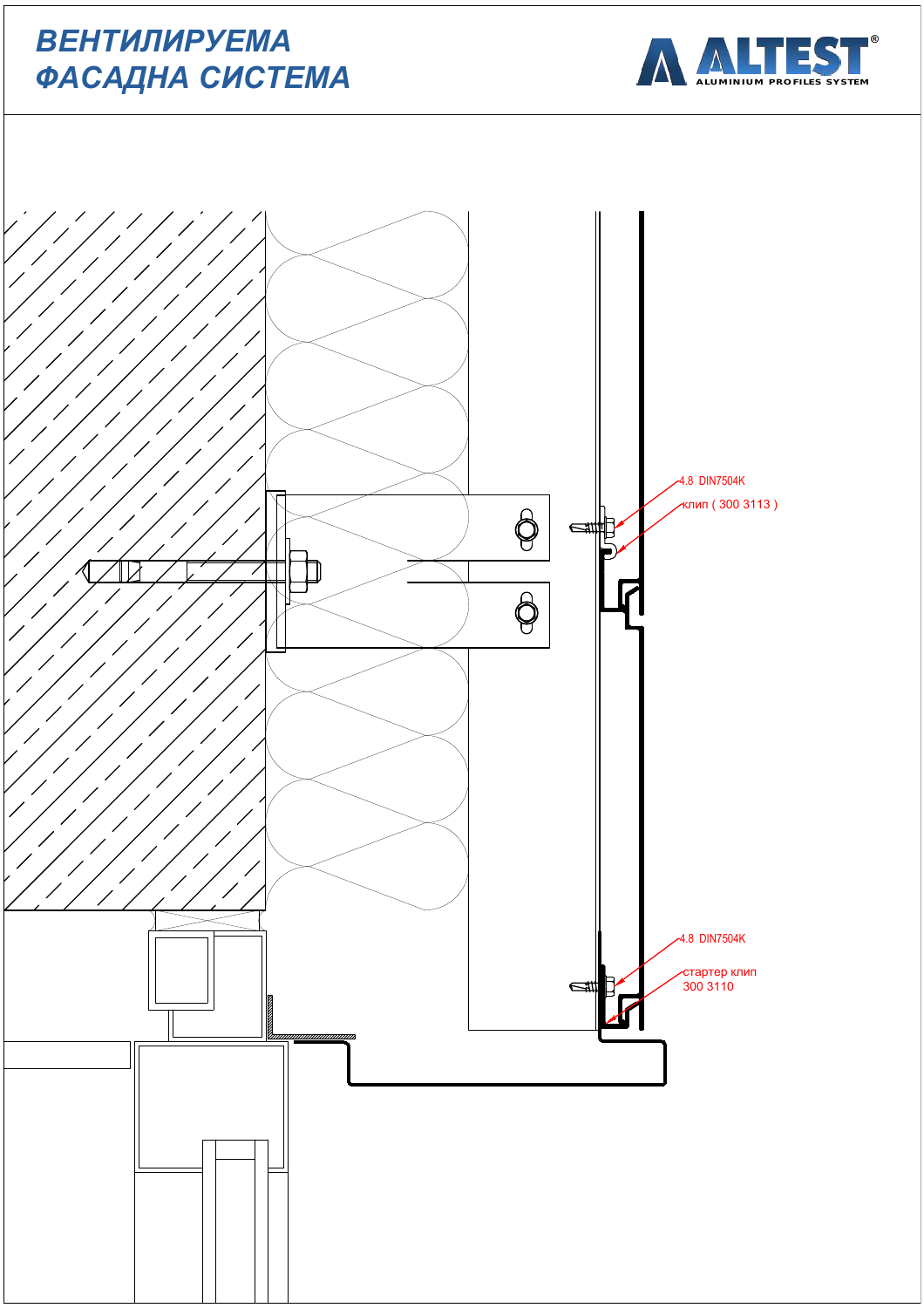# ВЕНТИЛИРУЕМА ФАСАДНА СИСТЕМА

4.8 DIN7504K

клип ( 300 3113 )

4.8 DIN7504K

стартер клип
300 3110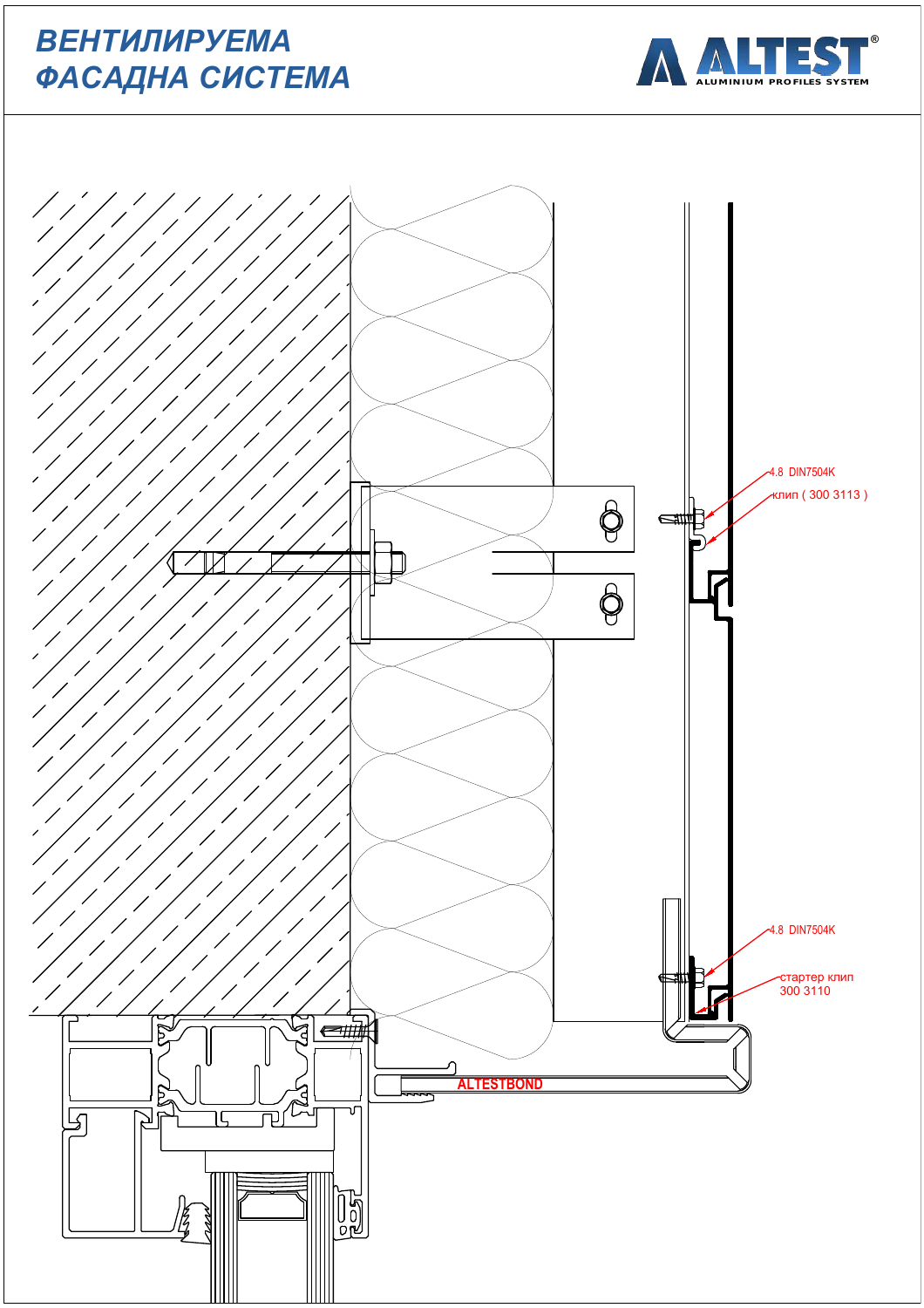# ВЕНТИЛИРУЕМА ФАСАДНА СИСТЕМА

ALTEST
ALUMINIUM PROFILES SYSTEM

4.8 DIN7504K

клип ( 300 3113 )

4.8 DIN7504K

стартер клип
300 3110

ALTESTBOND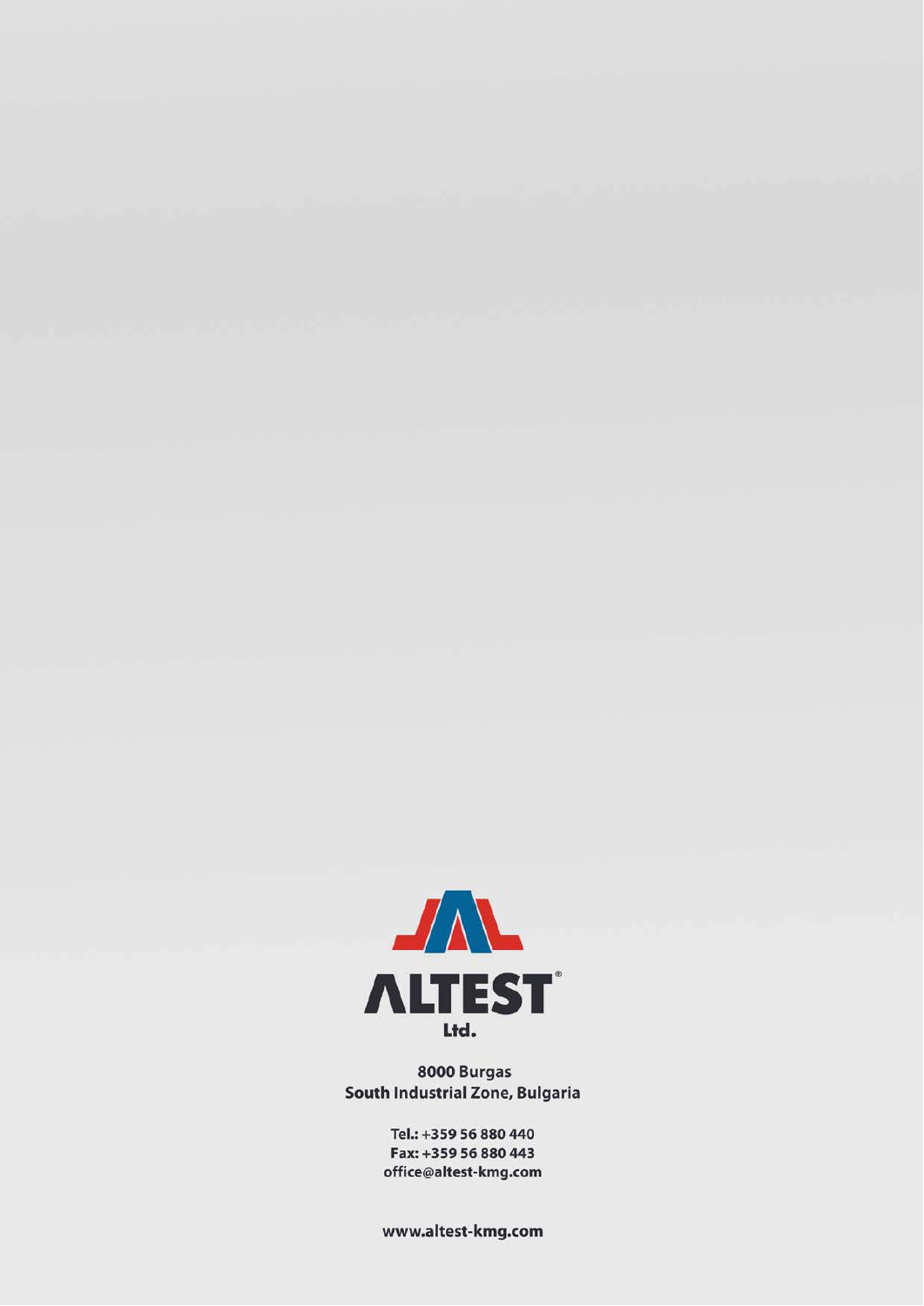ALTEST®

Ltd.

8000 Burgas
South Industrial Zone, Bulgaria

Tel.: +359 56 880 440
Fax: +359 56 880 443
office@altest-kmg.com

www.altest-kmg.com